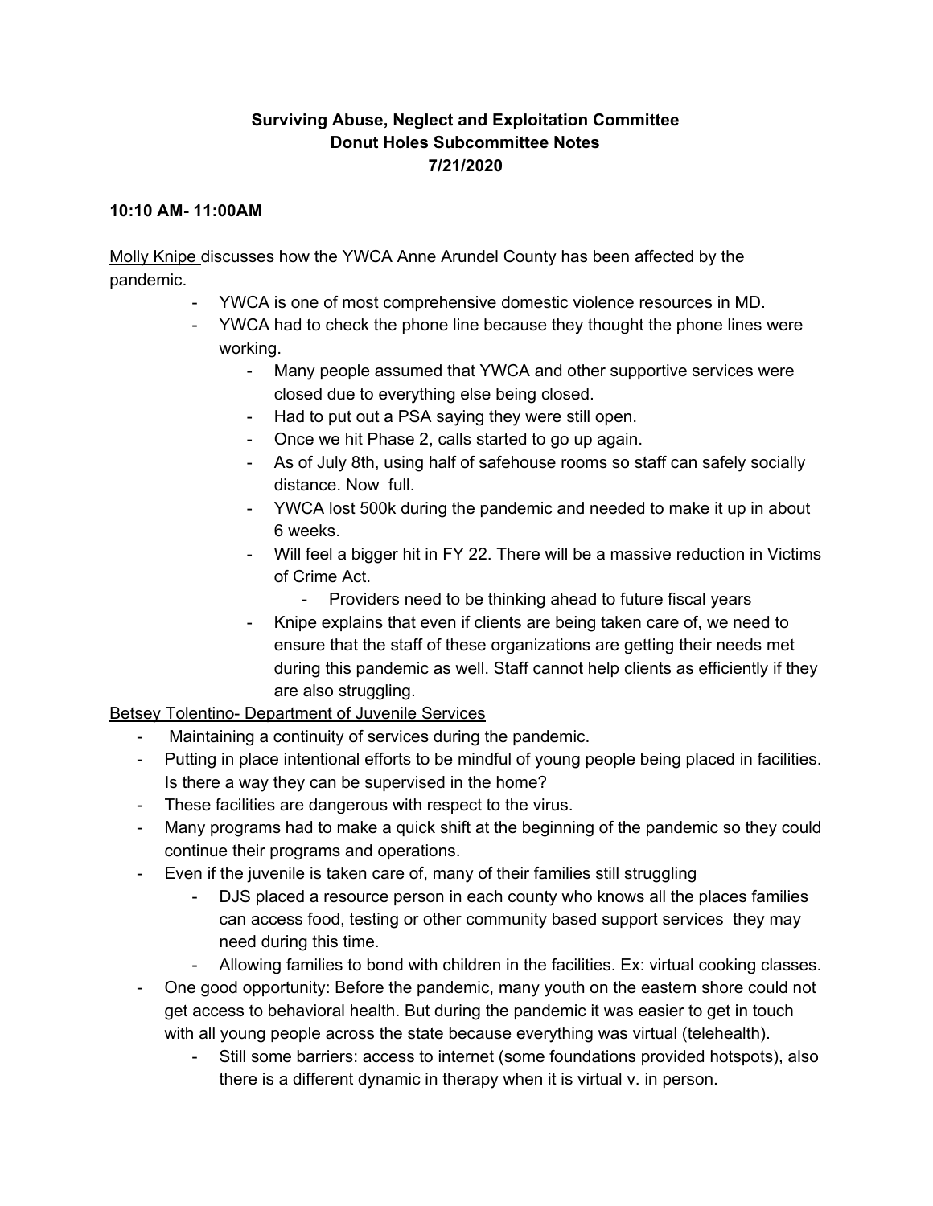**Surviving Abuse, Neglect and Exploitation Committee**
**Donut Holes Subcommittee Notes**
**7/21/2020**

**10:10 AM- 11:00AM**

Molly Knipe discusses how the YWCA Anne Arundel County has been affected by the pandemic.

- YWCA is one of most comprehensive domestic violence resources in MD.
- YWCA had to check the phone line because they thought the phone lines were working.
    - Many people assumed that YWCA and other supportive services were closed due to everything else being closed.
    - Had to put out a PSA saying they were still open.
    - Once we hit Phase 2, calls started to go up again.
    - As of July 8th, using half of safehouse rooms so staff can safely socially distance. Now full.
    - YWCA lost 500k during the pandemic and needed to make it up in about 6 weeks.
    - Will feel a bigger hit in FY 22. There will be a massive reduction in Victims of Crime Act.
        - Providers need to be thinking ahead to future fiscal years
    - Knipe explains that even if clients are being taken care of, we need to ensure that the staff of these organizations are getting their needs met during this pandemic as well. Staff cannot help clients as efficiently if they are also struggling.

Betsey Tolentino- Department of Juvenile Services

- Maintaining a continuity of services during the pandemic.
- Putting in place intentional efforts to be mindful of young people being placed in facilities. Is there a way they can be supervised in the home?
- These facilities are dangerous with respect to the virus.
- Many programs had to make a quick shift at the beginning of the pandemic so they could continue their programs and operations.
- Even if the juvenile is taken care of, many of their families still struggling
    - DJS placed a resource person in each county who knows all the places families can access food, testing or other community based support services they may need during this time.
    - Allowing families to bond with children in the facilities. Ex: virtual cooking classes.
- One good opportunity: Before the pandemic, many youth on the eastern shore could not get access to behavioral health. But during the pandemic it was easier to get in touch with all young people across the state because everything was virtual (telehealth).
    - Still some barriers: access to internet (some foundations provided hotspots), also there is a different dynamic in therapy when it is virtual v. in person.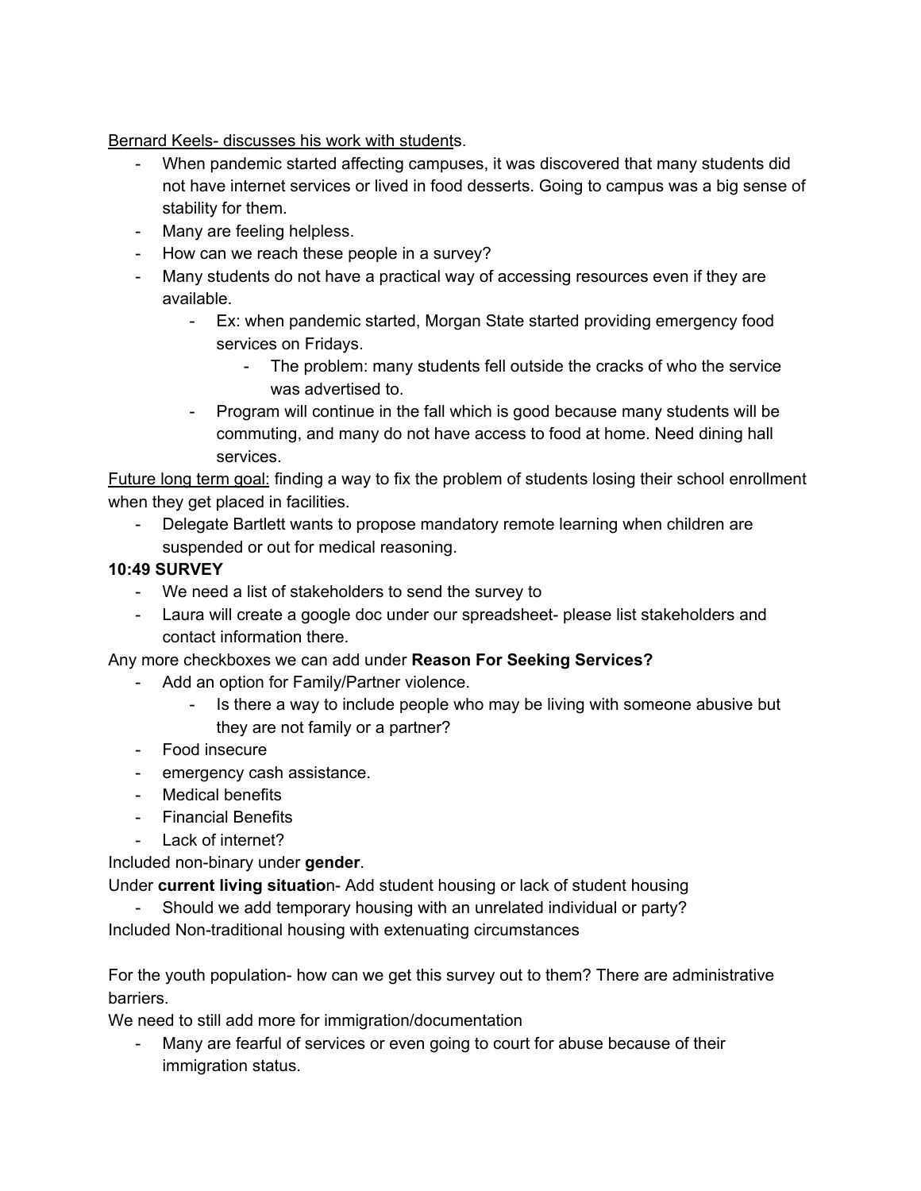Bernard Keels- discusses his work with students.

- When pandemic started affecting campuses, it was discovered that many students did not have internet services or lived in food desserts. Going to campus was a big sense of stability for them.
- Many are feeling helpless.
- How can we reach these people in a survey?
- Many students do not have a practical way of accessing resources even if they are available.
    - Ex: when pandemic started, Morgan State started providing emergency food services on Fridays.
        - The problem: many students fell outside the cracks of who the service was advertised to.
    - Program will continue in the fall which is good because many students will be commuting, and many do not have access to food at home. Need dining hall services.

Future long term goal: finding a way to fix the problem of students losing their school enrollment when they get placed in facilities.

- Delegate Bartlett wants to propose mandatory remote learning when children are suspended or out for medical reasoning.

**10:49 SURVEY**

- We need a list of stakeholders to send the survey to
- Laura will create a google doc under our spreadsheet- please list stakeholders and contact information there.

Any more checkboxes we can add under **Reason For Seeking Services?**

- Add an option for Family/Partner violence.
    - Is there a way to include people who may be living with someone abusive but they are not family or a partner?
- Food insecure
- emergency cash assistance.
- Medical benefits
- Financial Benefits
- Lack of internet?

Included non-binary under **gender**.

Under **current living situatio**n- Add student housing or lack of student housing

- Should we add temporary housing with an unrelated individual or party?

Included Non-traditional housing with extenuating circumstances

For the youth population- how can we get this survey out to them? There are administrative barriers.

We need to still add more for immigration/documentation

- Many are fearful of services or even going to court for abuse because of their immigration status.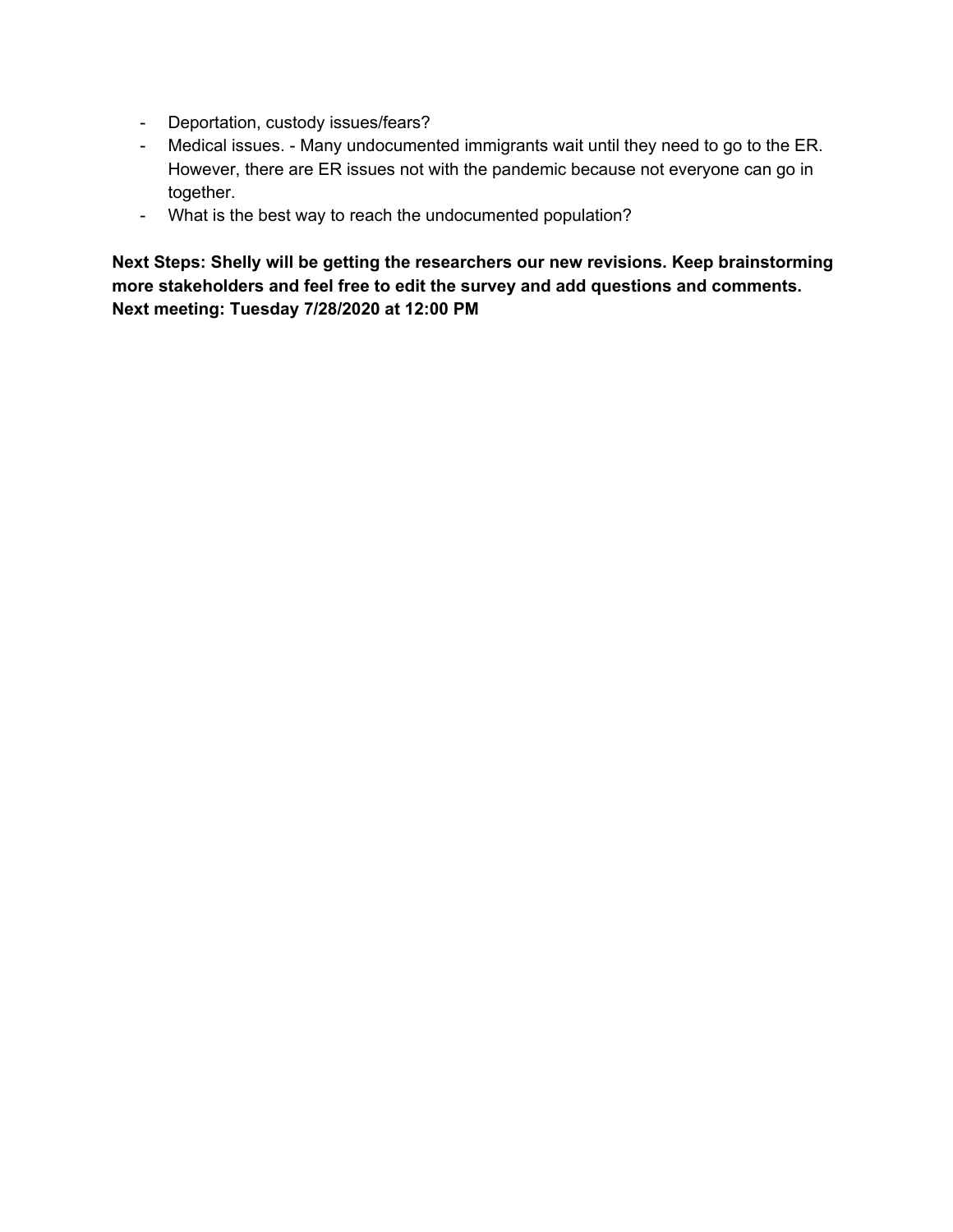- Deportation, custody issues/fears?
- Medical issues. - Many undocumented immigrants wait until they need to go to the ER. However, there are ER issues not with the pandemic because not everyone can go in together.
- What is the best way to reach the undocumented population?

**Next Steps: Shelly will be getting the researchers our new revisions. Keep brainstorming more stakeholders and feel free to edit the survey and add questions and comments. Next meeting: Tuesday 7/28/2020 at 12:00 PM**